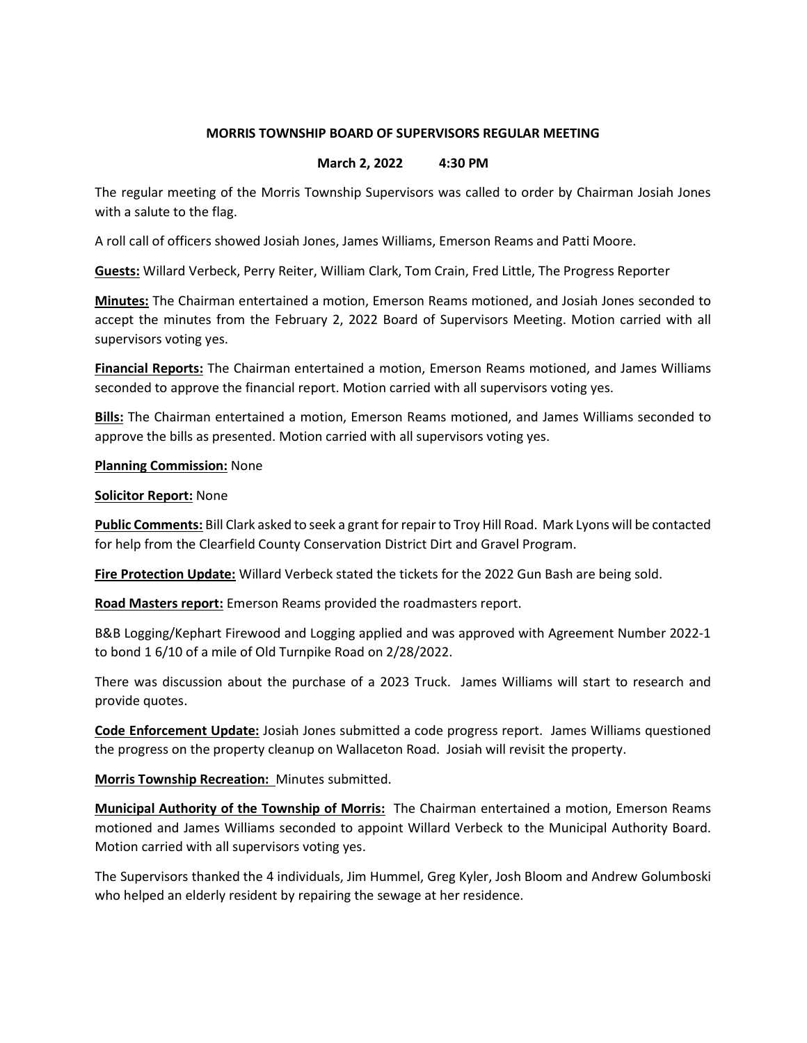**MORRIS TOWNSHIP BOARD OF SUPERVISORS REGULAR MEETING**

**March 2, 2022 4:30 PM**

The regular meeting of the Morris Township Supervisors was called to order by Chairman Josiah Jones with a salute to the flag.

A roll call of officers showed Josiah Jones, James Williams, Emerson Reams and Patti Moore.

**Guests:** Willard Verbeck, Perry Reiter, William Clark, Tom Crain, Fred Little, The Progress Reporter

**Minutes:** The Chairman entertained a motion, Emerson Reams motioned, and Josiah Jones seconded to accept the minutes from the February 2, 2022 Board of Supervisors Meeting. Motion carried with all supervisors voting yes.

**Financial Reports:** The Chairman entertained a motion, Emerson Reams motioned, and James Williams seconded to approve the financial report. Motion carried with all supervisors voting yes.

**Bills:** The Chairman entertained a motion, Emerson Reams motioned, and James Williams seconded to approve the bills as presented. Motion carried with all supervisors voting yes.

**Planning Commission:** None

**Solicitor Report:** None

**Public Comments:** Bill Clark asked to seek a grant for repair to Troy Hill Road. Mark Lyons will be contacted for help from the Clearfield County Conservation District Dirt and Gravel Program.

**Fire Protection Update:** Willard Verbeck stated the tickets for the 2022 Gun Bash are being sold.

**Road Masters report:** Emerson Reams provided the roadmasters report.

B&B Logging/Kephart Firewood and Logging applied and was approved with Agreement Number 2022-1 to bond 1 6/10 of a mile of Old Turnpike Road on 2/28/2022.

There was discussion about the purchase of a 2023 Truck. James Williams will start to research and provide quotes.

**Code Enforcement Update:** Josiah Jones submitted a code progress report. James Williams questioned the progress on the property cleanup on Wallaceton Road. Josiah will revisit the property.

**Morris Township Recreation:** Minutes submitted.

**Municipal Authority of the Township of Morris:** The Chairman entertained a motion, Emerson Reams motioned and James Williams seconded to appoint Willard Verbeck to the Municipal Authority Board. Motion carried with all supervisors voting yes.

The Supervisors thanked the 4 individuals, Jim Hummel, Greg Kyler, Josh Bloom and Andrew Golumboski who helped an elderly resident by repairing the sewage at her residence.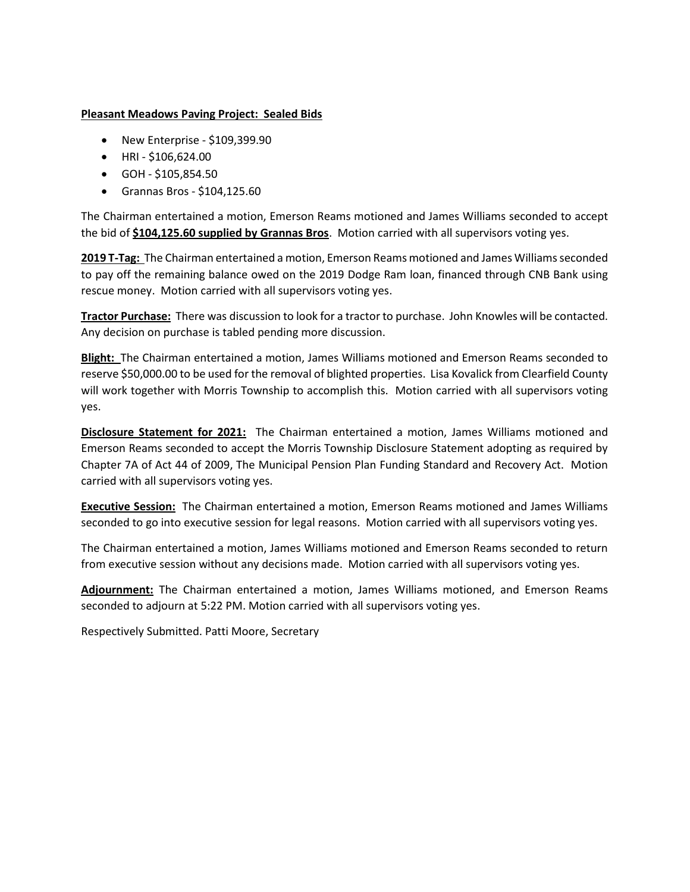**Pleasant Meadows Paving Project: Sealed Bids**

- New Enterprise - $109,399.90
- HRI - $106,624.00
- GOH - $105,854.50
- Grannas Bros - $104,125.60

The Chairman entertained a motion, Emerson Reams motioned and James Williams seconded to accept the bid of **$104,125.60 supplied by Grannas Bros**. Motion carried with all supervisors voting yes.

**2019 T-Tag:** The Chairman entertained a motion, Emerson Reams motioned and James Williams seconded to pay off the remaining balance owed on the 2019 Dodge Ram loan, financed through CNB Bank using rescue money. Motion carried with all supervisors voting yes.

**Tractor Purchase:** There was discussion to look for a tractor to purchase. John Knowles will be contacted. Any decision on purchase is tabled pending more discussion.

**Blight:** The Chairman entertained a motion, James Williams motioned and Emerson Reams seconded to reserve $50,000.00 to be used for the removal of blighted properties. Lisa Kovalick from Clearfield County will work together with Morris Township to accomplish this. Motion carried with all supervisors voting yes.

**Disclosure Statement for 2021:** The Chairman entertained a motion, James Williams motioned and Emerson Reams seconded to accept the Morris Township Disclosure Statement adopting as required by Chapter 7A of Act 44 of 2009, The Municipal Pension Plan Funding Standard and Recovery Act. Motion carried with all supervisors voting yes.

**Executive Session:** The Chairman entertained a motion, Emerson Reams motioned and James Williams seconded to go into executive session for legal reasons. Motion carried with all supervisors voting yes.

The Chairman entertained a motion, James Williams motioned and Emerson Reams seconded to return from executive session without any decisions made. Motion carried with all supervisors voting yes.

**Adjournment:** The Chairman entertained a motion, James Williams motioned, and Emerson Reams seconded to adjourn at 5:22 PM. Motion carried with all supervisors voting yes.

Respectively Submitted. Patti Moore, Secretary